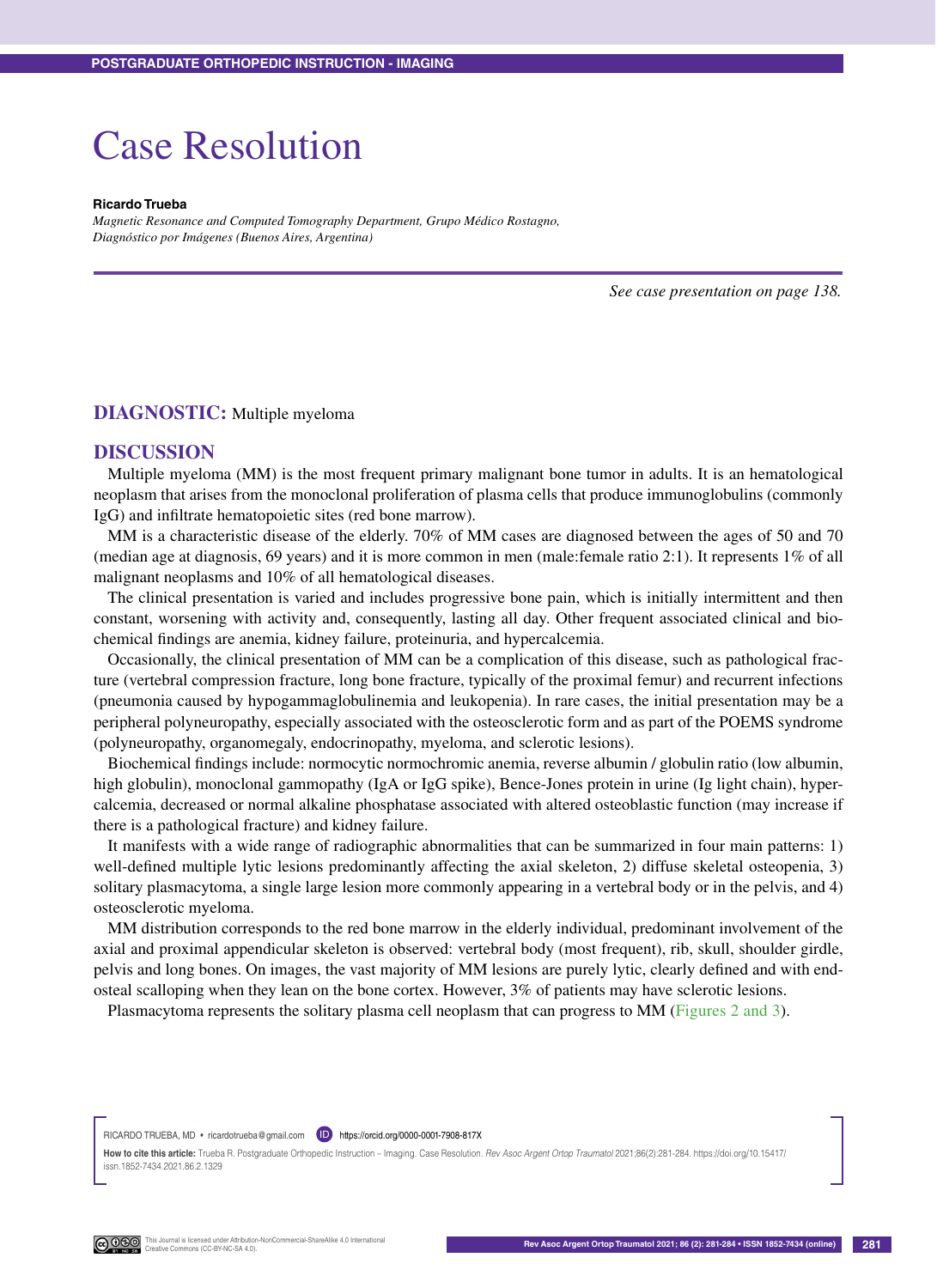POSTGRADUATE ORTHOPEDIC INSTRUCTION - IMAGING

# Case Resolution

**Ricardo Trueba**

*Magnetic Resonance and Computed Tomography Department, Grupo Médico Rostagno, Diagnóstico por Imágenes (Buenos Aires, Argentina)*

*See case presentation on page 138.*

## DIAGNOSTIC: Multiple myeloma

## DISCUSSION

Multiple myeloma (MM) is the most frequent primary malignant bone tumor in adults. It is an hematological neoplasm that arises from the monoclonal proliferation of plasma cells that produce immunoglobulins (commonly IgG) and infiltrate hematopoietic sites (red bone marrow).

MM is a characteristic disease of the elderly. 70% of MM cases are diagnosed between the ages of 50 and 70 (median age at diagnosis, 69 years) and it is more common in men (male:female ratio 2:1). It represents 1% of all malignant neoplasms and 10% of all hematological diseases.

The clinical presentation is varied and includes progressive bone pain, which is initially intermittent and then constant, worsening with activity and, consequently, lasting all day. Other frequent associated clinical and biochemical findings are anemia, kidney failure, proteinuria, and hypercalcemia.

Occasionally, the clinical presentation of MM can be a complication of this disease, such as pathological fracture (vertebral compression fracture, long bone fracture, typically of the proximal femur) and recurrent infections (pneumonia caused by hypogammaglobulinemia and leukopenia). In rare cases, the initial presentation may be a peripheral polyneuropathy, especially associated with the osteosclerotic form and as part of the POEMS syndrome (polyneuropathy, organomegaly, endocrinopathy, myeloma, and sclerotic lesions).

Biochemical findings include: normocytic normochromic anemia, reverse albumin / globulin ratio (low albumin, high globulin), monoclonal gammopathy (IgA or IgG spike), Bence-Jones protein in urine (Ig light chain), hypercalcemia, decreased or normal alkaline phosphatase associated with altered osteoblastic function (may increase if there is a pathological fracture) and kidney failure.

It manifests with a wide range of radiographic abnormalities that can be summarized in four main patterns: 1) well-defined multiple lytic lesions predominantly affecting the axial skeleton, 2) diffuse skeletal osteopenia, 3) solitary plasmacytoma, a single large lesion more commonly appearing in a vertebral body or in the pelvis, and 4) osteosclerotic myeloma.

MM distribution corresponds to the red bone marrow in the elderly individual, predominant involvement of the axial and proximal appendicular skeleton is observed: vertebral body (most frequent), rib, skull, shoulder girdle, pelvis and long bones. On images, the vast majority of MM lesions are purely lytic, clearly defined and with endosteal scalloping when they lean on the bone cortex. However, 3% of patients may have sclerotic lesions.

Plasmacytoma represents the solitary plasma cell neoplasm that can progress to MM (Figures 2 and 3).

RICARDO TRUEBA, MD • ricardotrueba@gmail.com https://orcid.org/0000-0001-7908-817X

**How to cite this article:** Trueba R. Postgraduate Orthopedic Instruction – Imaging. Case Resolution. *Rev Asoc Argent Ortop Traumatol* 2021;86(2):281-284. https://doi.org/10.15417/issn.1852-7434.2021.86.2.1329

This Journal is licensed under Attribution-NonCommercial-ShareAlike 4.0 International Creative Commons (CC-BY-NC-SA 4.0).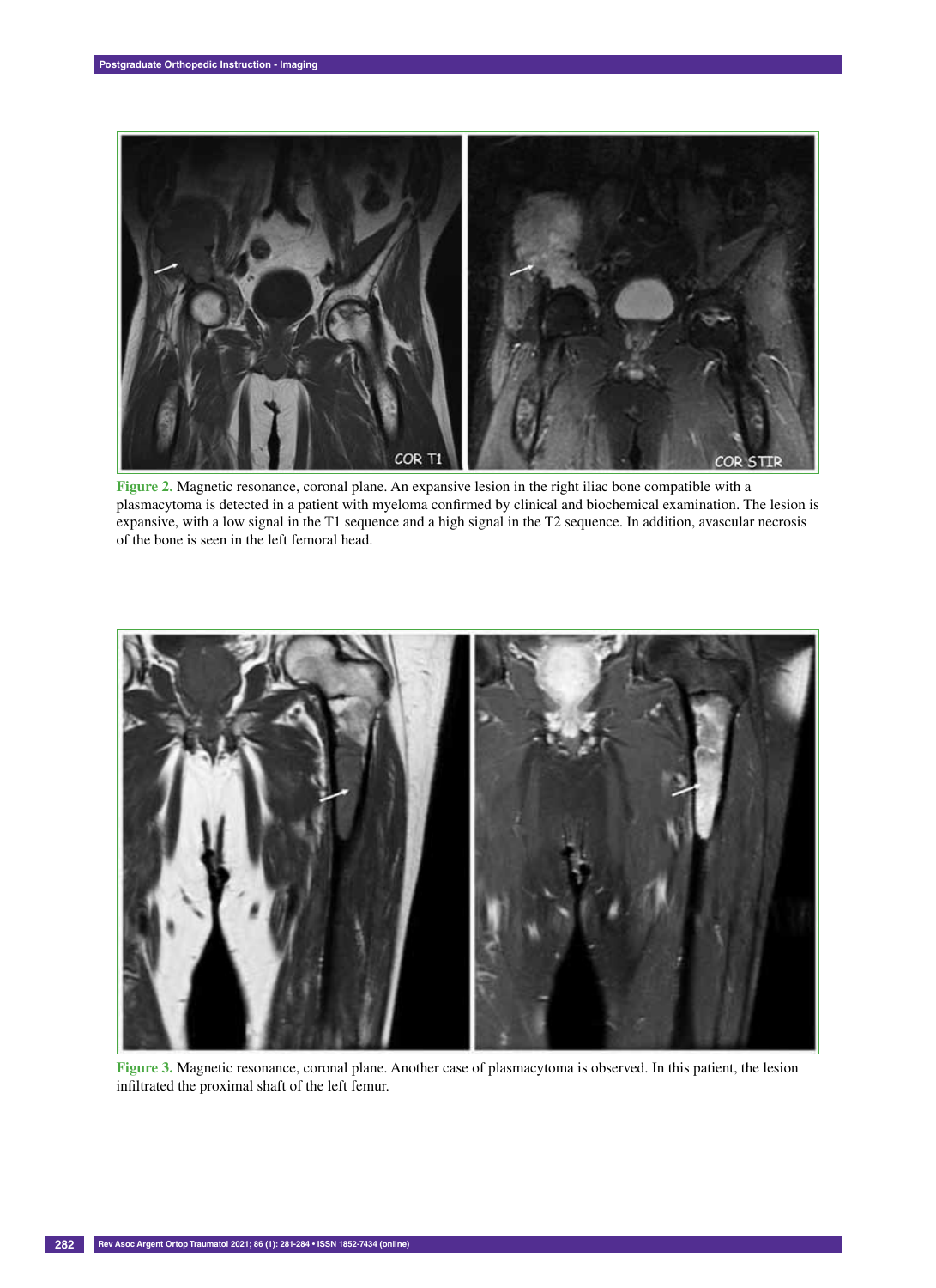**Figure 2.** Magnetic resonance, coronal plane. An expansive lesion in the right iliac bone compatible with a plasmacytoma is detected in a patient with myeloma confirmed by clinical and biochemical examination. The lesion is expansive, with a low signal in the T1 sequence and a high signal in the T2 sequence. In addition, avascular necrosis of the bone is seen in the left femoral head.

**Figure 3.** Magnetic resonance, coronal plane. Another case of plasmacytoma is observed. In this patient, the lesion infiltrated the proximal shaft of the left femur.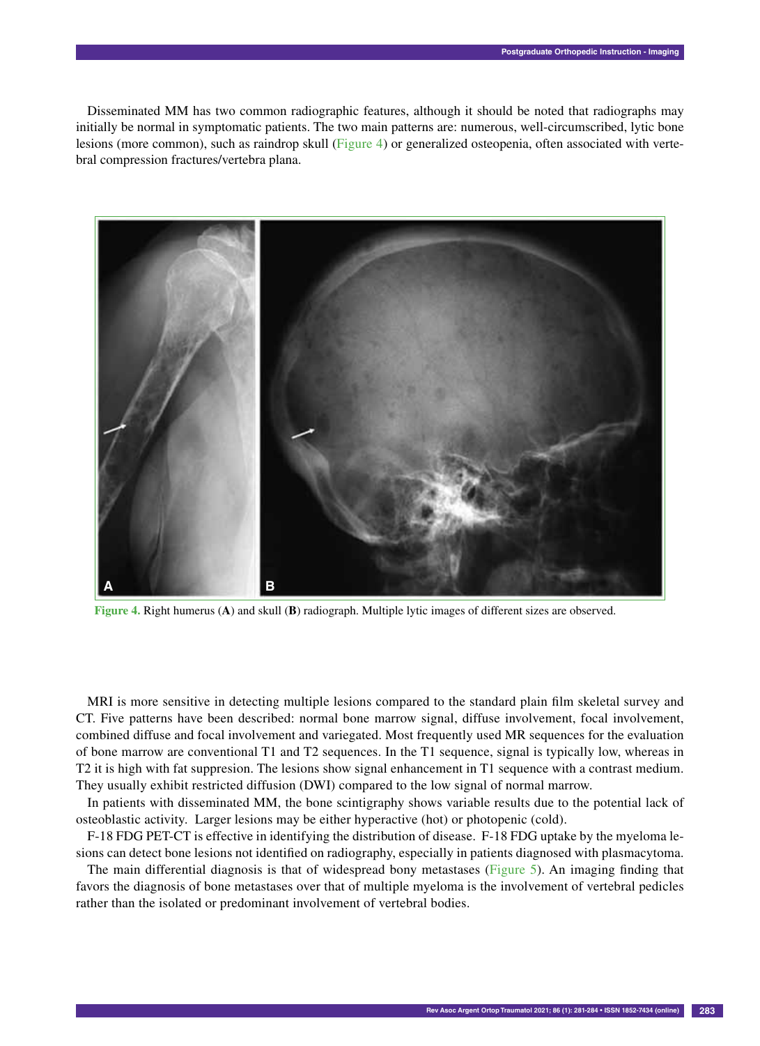Disseminated MM has two common radiographic features, although it should be noted that radiographs may initially be normal in symptomatic patients. The two main patterns are: numerous, well-circumscribed, lytic bone lesions (more common), such as raindrop skull (Figure 4) or generalized osteopenia, often associated with vertebral compression fractures/vertebra plana.

**Figure 4.** Right humerus (**A**) and skull (**B**) radiograph. Multiple lytic images of different sizes are observed.

MRI is more sensitive in detecting multiple lesions compared to the standard plain film skeletal survey and CT. Five patterns have been described: normal bone marrow signal, diffuse involvement, focal involvement, combined diffuse and focal involvement and variegated. Most frequently used MR sequences for the evaluation of bone marrow are conventional T1 and T2 sequences. In the T1 sequence, signal is typically low, whereas in T2 it is high with fat suppresion. The lesions show signal enhancement in T1 sequence with a contrast medium. They usually exhibit restricted diffusion (DWI) compared to the low signal of normal marrow.

In patients with disseminated MM, the bone scintigraphy shows variable results due to the potential lack of osteoblastic activity. Larger lesions may be either hyperactive (hot) or photopenic (cold).

F-18 FDG PET-CT is effective in identifying the distribution of disease. F-18 FDG uptake by the myeloma lesions can detect bone lesions not identified on radiography, especially in patients diagnosed with plasmacytoma.

The main differential diagnosis is that of widespread bony metastases (Figure 5). An imaging finding that favors the diagnosis of bone metastases over that of multiple myeloma is the involvement of vertebral pedicles rather than the isolated or predominant involvement of vertebral bodies.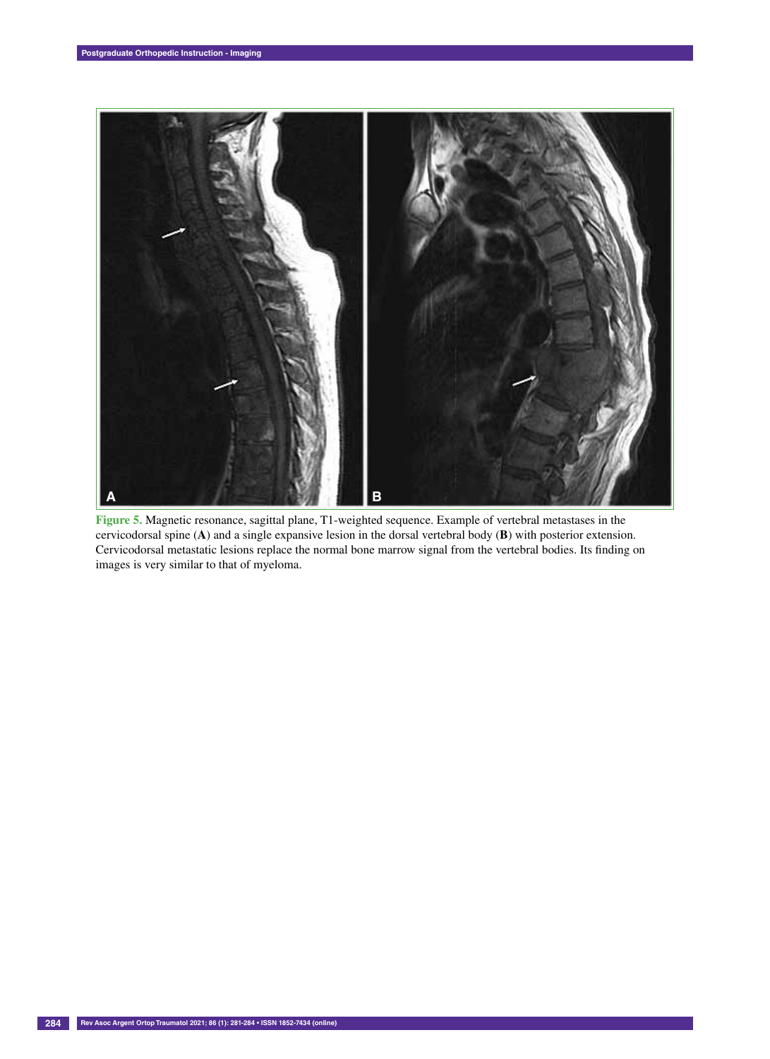Figure 5. Magnetic resonance, sagittal plane, T1-weighted sequence. Example of vertebral metastases in the cervicodorsal spine (**A**) and a single expansive lesion in the dorsal vertebral body (**B**) with posterior extension. Cervicodorsal metastatic lesions replace the normal bone marrow signal from the vertebral bodies. Its finding on images is very similar to that of myeloma.